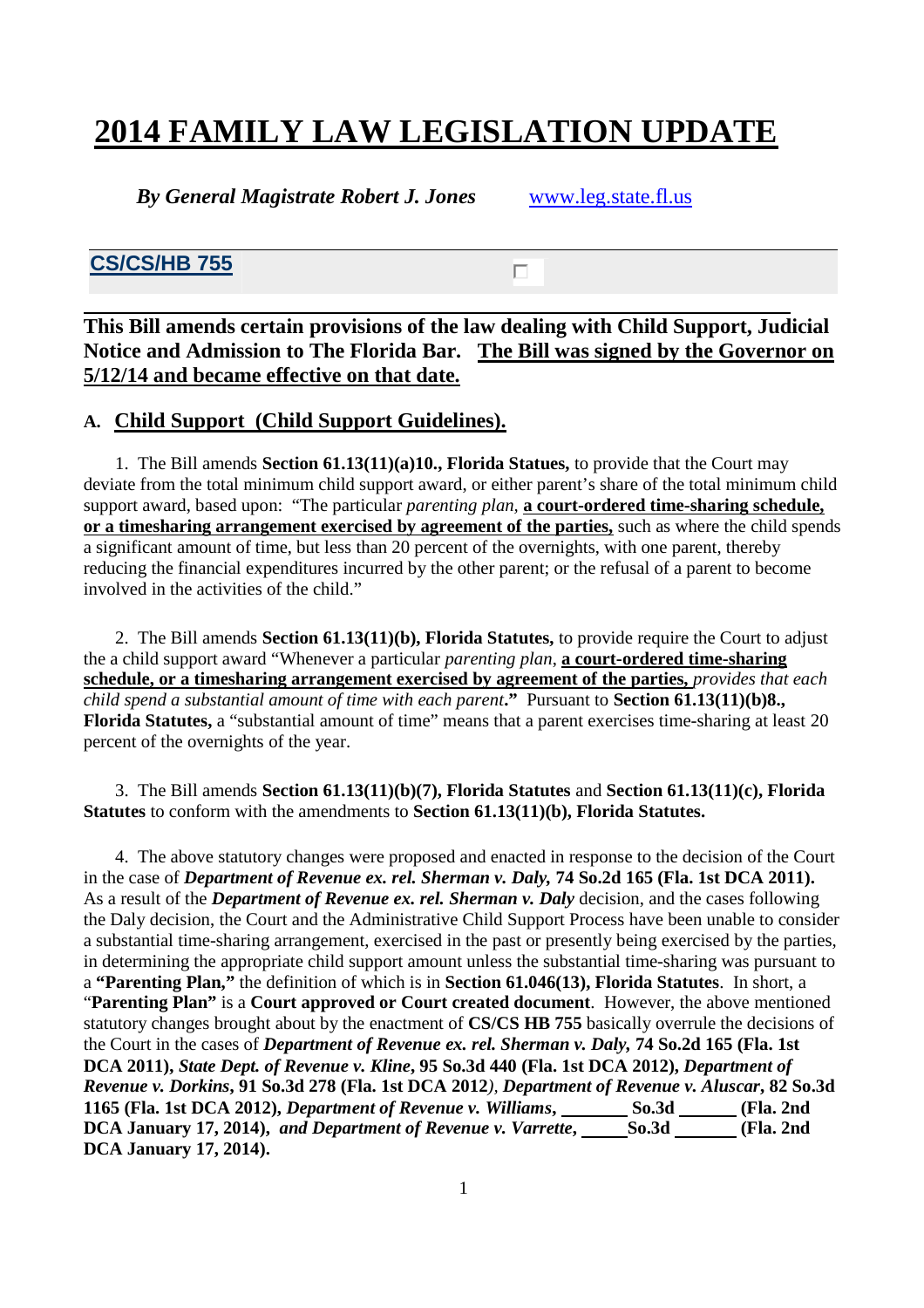# 2014 FAMILY LAW LEGISLATION UPDATE

***By General Magistrate Robert J. Jones*** [www.leg.state.fl.us](http://www.leg.state.fl.us)

## CS/CS/HB 755

**This Bill amends certain provisions of the law dealing with Child Support, Judicial Notice and Admission to The Florida Bar. The Bill was signed by the Governor on 5/12/14 and became effective on that date.**

### A. Child Support (Child Support Guidelines).

1. The Bill amends **Section 61.13(11)(a)10., Florida Statues,** to provide that the Court may deviate from the total minimum child support award, or either parent's share of the total minimum child support award, based upon: "The particular *parenting plan*, **a court-ordered time-sharing schedule, or a timesharing arrangement exercised by agreement of the parties,** such as where the child spends a significant amount of time, but less than 20 percent of the overnights, with one parent, thereby reducing the financial expenditures incurred by the other parent; or the refusal of a parent to become involved in the activities of the child."

2. The Bill amends **Section 61.13(11)(b), Florida Statutes,** to provide require the Court to adjust the a child support award "Whenever a particular *parenting plan*, **a court-ordered time-sharing schedule, or a timesharing arrangement exercised by agreement of the parties,** *provides that each child spend a substantial amount of time with each parent*.**"** Pursuant to **Section 61.13(11)(b)8., Florida Statutes,** a "substantial amount of time" means that a parent exercises time-sharing at least 20 percent of the overnights of the year.

3. The Bill amends **Section 61.13(11)(b)(7), Florida Statutes** and **Section 61.13(11)(c), Florida Statutes** to conform with the amendments to **Section 61.13(11)(b), Florida Statutes.**

4. The above statutory changes were proposed and enacted in response to the decision of the Court in the case of ***Department of Revenue ex. rel. Sherman v. Daly,* 74 So.2d 165 (Fla. 1st DCA 2011).** As a result of the ***Department of Revenue ex. rel. Sherman v. Daly*** decision, and the cases following the Daly decision, the Court and the Administrative Child Support Process have been unable to consider a substantial time-sharing arrangement, exercised in the past or presently being exercised by the parties, in determining the appropriate child support amount unless the substantial time-sharing was pursuant to a **"Parenting Plan,"** the definition of which is in **Section 61.046(13), Florida Statutes**. In short, a "**Parenting Plan"** is a **Court approved or Court created document**. However, the above mentioned statutory changes brought about by the enactment of **CS/CS HB 755** basically overrule the decisions of the Court in the cases of ***Department of Revenue ex. rel. Sherman v. Daly,* 74 So.2d 165 (Fla. 1st DCA 2011),** ***State Dept. of Revenue v. Kline*, 95 So.3d 440 (Fla. 1st DCA 2012),** ***Department of Revenue v. Dorkins*, 91 So.3d 278 (Fla. 1st DCA 2012**), ***Department of Revenue v. Aluscar*, 82 So.3d 1165 (Fla. 1st DCA 2012),** ***Department of Revenue v. Williams*, _______ So.3d ______ (Fla. 2nd DCA January 17, 2014),** ***and Department of Revenue v. Varrette*, _____So.3d _______ (Fla. 2nd DCA January 17, 2014).**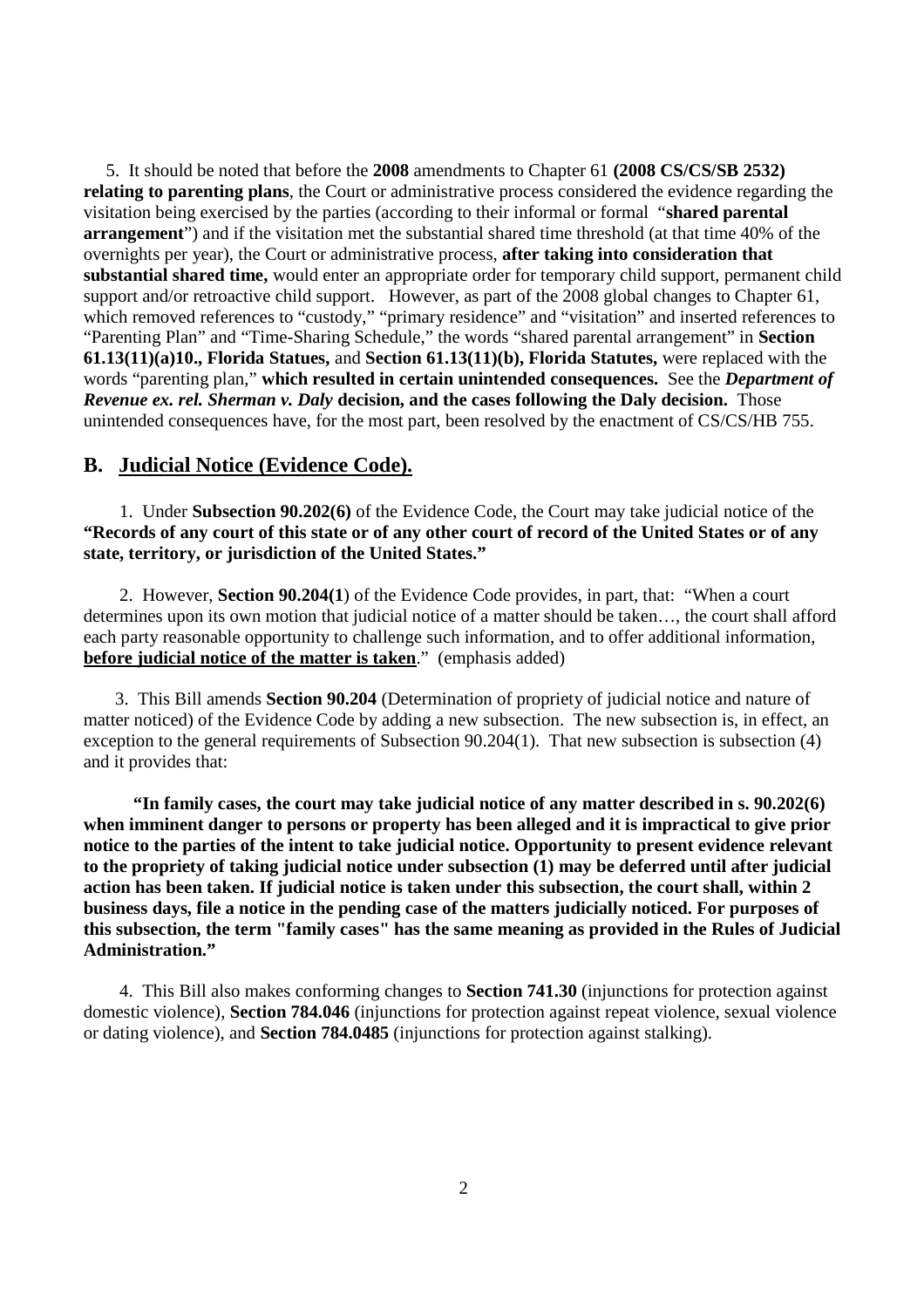5. It should be noted that before the **2008** amendments to Chapter 61 **(2008 CS/CS/SB 2532) relating to parenting plans**, the Court or administrative process considered the evidence regarding the visitation being exercised by the parties (according to their informal or formal "**shared parental arrangement**") and if the visitation met the substantial shared time threshold (at that time 40% of the overnights per year), the Court or administrative process, **after taking into consideration that substantial shared time,** would enter an appropriate order for temporary child support, permanent child support and/or retroactive child support. However, as part of the 2008 global changes to Chapter 61, which removed references to "custody," "primary residence" and "visitation" and inserted references to "Parenting Plan" and "Time-Sharing Schedule," the words "shared parental arrangement" in **Section 61.13(11)(a)10., Florida Statues,** and **Section 61.13(11)(b), Florida Statutes,** were replaced with the words "parenting plan," **which resulted in certain unintended consequences.** See the ***Department of Revenue ex. rel. Sherman v. Daly* decision, and the cases following the Daly decision.** Those unintended consequences have, for the most part, been resolved by the enactment of CS/CS/HB 755.

## B. Judicial Notice (Evidence Code).

1. Under **Subsection 90.202(6)** of the Evidence Code, the Court may take judicial notice of the **"Records of any court of this state or of any other court of record of the United States or of any state, territory, or jurisdiction of the United States."**

2. However, **Section 90.204(1**) of the Evidence Code provides, in part, that: "When a court determines upon its own motion that judicial notice of a matter should be taken…, the court shall afford each party reasonable opportunity to challenge such information, and to offer additional information, **before judicial notice of the matter is taken**." (emphasis added)

3. This Bill amends **Section 90.204** (Determination of propriety of judicial notice and nature of matter noticed) of the Evidence Code by adding a new subsection. The new subsection is, in effect, an exception to the general requirements of Subsection 90.204(1). That new subsection is subsection (4) and it provides that:

**"In family cases, the court may take judicial notice of any matter described in s. 90.202(6) when imminent danger to persons or property has been alleged and it is impractical to give prior notice to the parties of the intent to take judicial notice. Opportunity to present evidence relevant to the propriety of taking judicial notice under subsection (1) may be deferred until after judicial action has been taken. If judicial notice is taken under this subsection, the court shall, within 2 business days, file a notice in the pending case of the matters judicially noticed. For purposes of this subsection, the term "family cases" has the same meaning as provided in the Rules of Judicial Administration."**

4. This Bill also makes conforming changes to **Section 741.30** (injunctions for protection against domestic violence), **Section 784.046** (injunctions for protection against repeat violence, sexual violence or dating violence), and **Section 784.0485** (injunctions for protection against stalking).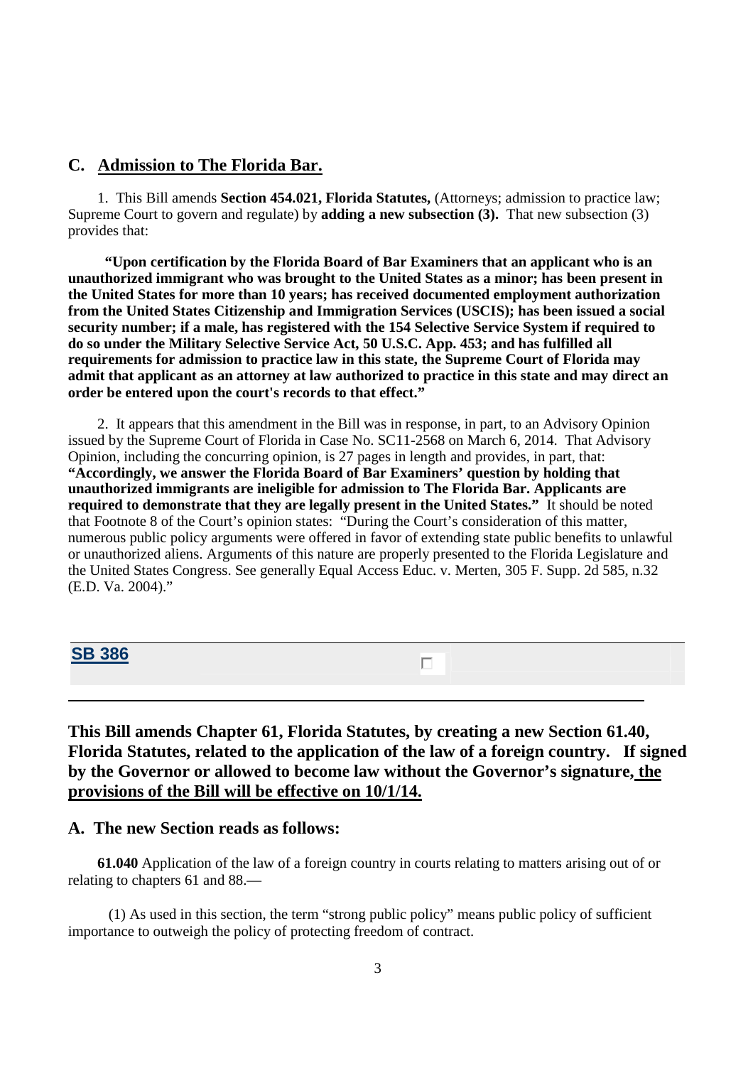## C. Admission to The Florida Bar.

1. This Bill amends **Section 454.021, Florida Statutes,** (Attorneys; admission to practice law; Supreme Court to govern and regulate) by **adding a new subsection (3).** That new subsection (3) provides that:

> **"Upon certification by the Florida Board of Bar Examiners that an applicant who is an unauthorized immigrant who was brought to the United States as a minor; has been present in the United States for more than 10 years; has received documented employment authorization from the United States Citizenship and Immigration Services (USCIS); has been issued a social security number; if a male, has registered with the 154 Selective Service System if required to do so under the Military Selective Service Act, 50 U.S.C. App. 453; and has fulfilled all requirements for admission to practice law in this state, the Supreme Court of Florida may admit that applicant as an attorney at law authorized to practice in this state and may direct an order be entered upon the court's records to that effect."**

2. It appears that this amendment in the Bill was in response, in part, to an Advisory Opinion issued by the Supreme Court of Florida in Case No. SC11-2568 on March 6, 2014. That Advisory Opinion, including the concurring opinion, is 27 pages in length and provides, in part, that: **"Accordingly, we answer the Florida Board of Bar Examiners' question by holding that unauthorized immigrants are ineligible for admission to The Florida Bar. Applicants are required to demonstrate that they are legally present in the United States."** It should be noted that Footnote 8 of the Court's opinion states: "During the Court's consideration of this matter, numerous public policy arguments were offered in favor of extending state public benefits to unlawful or unauthorized aliens. Arguments of this nature are properly presented to the Florida Legislature and the United States Congress. See generally Equal Access Educ. v. Merten, 305 F. Supp. 2d 585, n.32 (E.D. Va. 2004)."

## SB 386

### This Bill amends Chapter 61, Florida Statutes, by creating a new Section 61.40, Florida Statutes, related to the application of the law of a foreign country. If signed by the Governor or allowed to become law without the Governor's signature, <u>the provisions of the Bill will be effective on 10/1/14.</u>

## A. The new Section reads as follows:

**61.040** Application of the law of a foreign country in courts relating to matters arising out of or relating to chapters 61 and 88.—

(1) As used in this section, the term "strong public policy" means public policy of sufficient importance to outweigh the policy of protecting freedom of contract.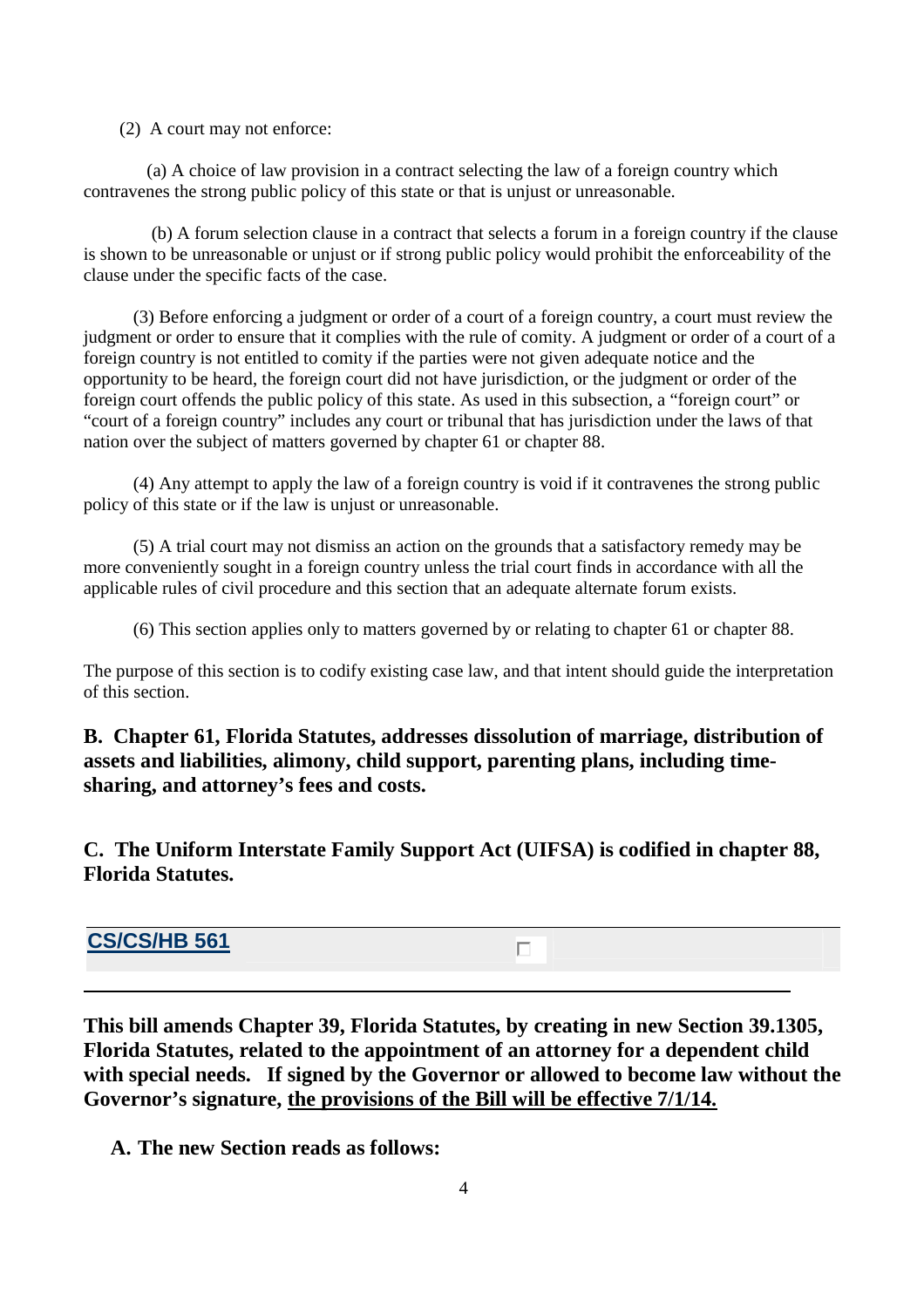(2) A court may not enforce:

(a) A choice of law provision in a contract selecting the law of a foreign country which contravenes the strong public policy of this state or that is unjust or unreasonable.

(b) A forum selection clause in a contract that selects a forum in a foreign country if the clause is shown to be unreasonable or unjust or if strong public policy would prohibit the enforceability of the clause under the specific facts of the case.

(3) Before enforcing a judgment or order of a court of a foreign country, a court must review the judgment or order to ensure that it complies with the rule of comity. A judgment or order of a court of a foreign country is not entitled to comity if the parties were not given adequate notice and the opportunity to be heard, the foreign court did not have jurisdiction, or the judgment or order of the foreign court offends the public policy of this state. As used in this subsection, a "foreign court" or "court of a foreign country" includes any court or tribunal that has jurisdiction under the laws of that nation over the subject of matters governed by chapter 61 or chapter 88.

(4) Any attempt to apply the law of a foreign country is void if it contravenes the strong public policy of this state or if the law is unjust or unreasonable.

(5) A trial court may not dismiss an action on the grounds that a satisfactory remedy may be more conveniently sought in a foreign country unless the trial court finds in accordance with all the applicable rules of civil procedure and this section that an adequate alternate forum exists.

(6) This section applies only to matters governed by or relating to chapter 61 or chapter 88.

The purpose of this section is to codify existing case law, and that intent should guide the interpretation of this section.

**B. Chapter 61, Florida Statutes, addresses dissolution of marriage, distribution of assets and liabilities, alimony, child support, parenting plans, including time-sharing, and attorney's fees and costs.**

**C. The Uniform Interstate Family Support Act (UIFSA) is codified in chapter 88, Florida Statutes.**

## CS/CS/HB 561

**This bill amends Chapter 39, Florida Statutes, by creating in new Section 39.1305, Florida Statutes, related to the appointment of an attorney for a dependent child with special needs. If signed by the Governor or allowed to become law without the Governor's signature, the provisions of the Bill will be effective 7/1/14.**

**A. The new Section reads as follows:**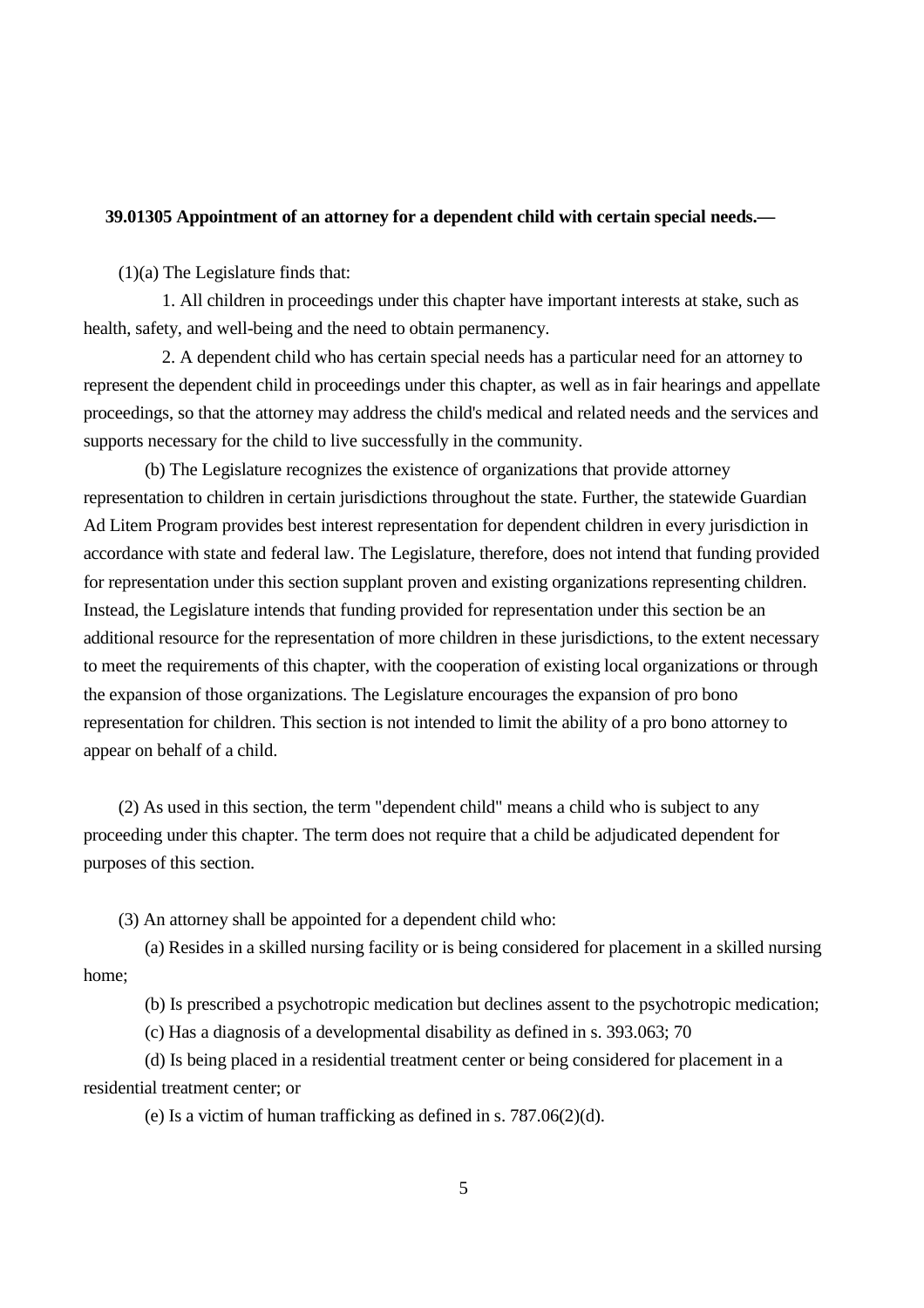**39.01305 Appointment of an attorney for a dependent child with certain special needs.—**

(1)(a) The Legislature finds that:

1. All children in proceedings under this chapter have important interests at stake, such as health, safety, and well-being and the need to obtain permanency.

2. A dependent child who has certain special needs has a particular need for an attorney to represent the dependent child in proceedings under this chapter, as well as in fair hearings and appellate proceedings, so that the attorney may address the child's medical and related needs and the services and supports necessary for the child to live successfully in the community.

(b) The Legislature recognizes the existence of organizations that provide attorney representation to children in certain jurisdictions throughout the state. Further, the statewide Guardian Ad Litem Program provides best interest representation for dependent children in every jurisdiction in accordance with state and federal law. The Legislature, therefore, does not intend that funding provided for representation under this section supplant proven and existing organizations representing children. Instead, the Legislature intends that funding provided for representation under this section be an additional resource for the representation of more children in these jurisdictions, to the extent necessary to meet the requirements of this chapter, with the cooperation of existing local organizations or through the expansion of those organizations. The Legislature encourages the expansion of pro bono representation for children. This section is not intended to limit the ability of a pro bono attorney to appear on behalf of a child.

(2) As used in this section, the term "dependent child" means a child who is subject to any proceeding under this chapter. The term does not require that a child be adjudicated dependent for purposes of this section.

(3) An attorney shall be appointed for a dependent child who:

(a) Resides in a skilled nursing facility or is being considered for placement in a skilled nursing home;

(b) Is prescribed a psychotropic medication but declines assent to the psychotropic medication;

(c) Has a diagnosis of a developmental disability as defined in s. 393.063; 70

(d) Is being placed in a residential treatment center or being considered for placement in a residential treatment center; or

(e) Is a victim of human trafficking as defined in s. 787.06(2)(d).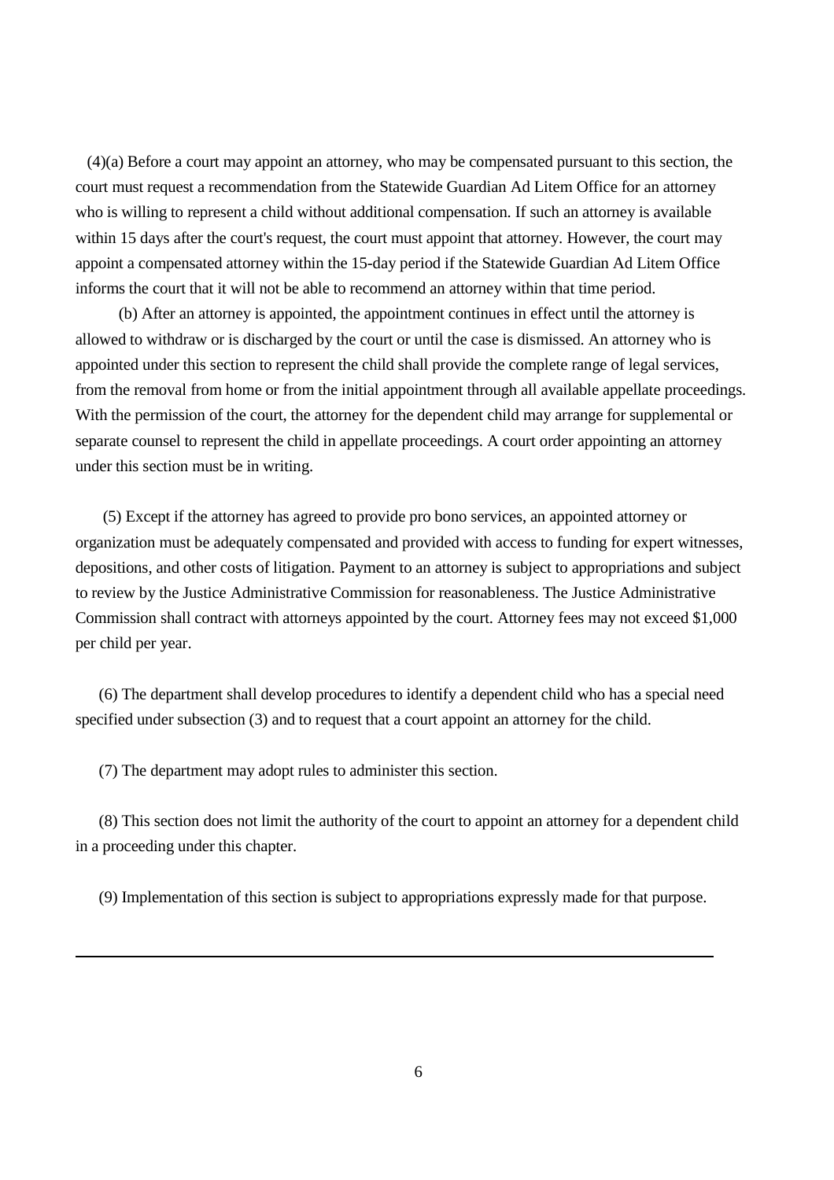(4)(a) Before a court may appoint an attorney, who may be compensated pursuant to this section, the court must request a recommendation from the Statewide Guardian Ad Litem Office for an attorney who is willing to represent a child without additional compensation. If such an attorney is available within 15 days after the court's request, the court must appoint that attorney. However, the court may appoint a compensated attorney within the 15-day period if the Statewide Guardian Ad Litem Office informs the court that it will not be able to recommend an attorney within that time period.

(b) After an attorney is appointed, the appointment continues in effect until the attorney is allowed to withdraw or is discharged by the court or until the case is dismissed. An attorney who is appointed under this section to represent the child shall provide the complete range of legal services, from the removal from home or from the initial appointment through all available appellate proceedings. With the permission of the court, the attorney for the dependent child may arrange for supplemental or separate counsel to represent the child in appellate proceedings. A court order appointing an attorney under this section must be in writing.

(5) Except if the attorney has agreed to provide pro bono services, an appointed attorney or organization must be adequately compensated and provided with access to funding for expert witnesses, depositions, and other costs of litigation. Payment to an attorney is subject to appropriations and subject to review by the Justice Administrative Commission for reasonableness. The Justice Administrative Commission shall contract with attorneys appointed by the court. Attorney fees may not exceed $1,000 per child per year.

(6) The department shall develop procedures to identify a dependent child who has a special need specified under subsection (3) and to request that a court appoint an attorney for the child.

(7) The department may adopt rules to administer this section.

(8) This section does not limit the authority of the court to appoint an attorney for a dependent child in a proceeding under this chapter.

(9) Implementation of this section is subject to appropriations expressly made for that purpose.